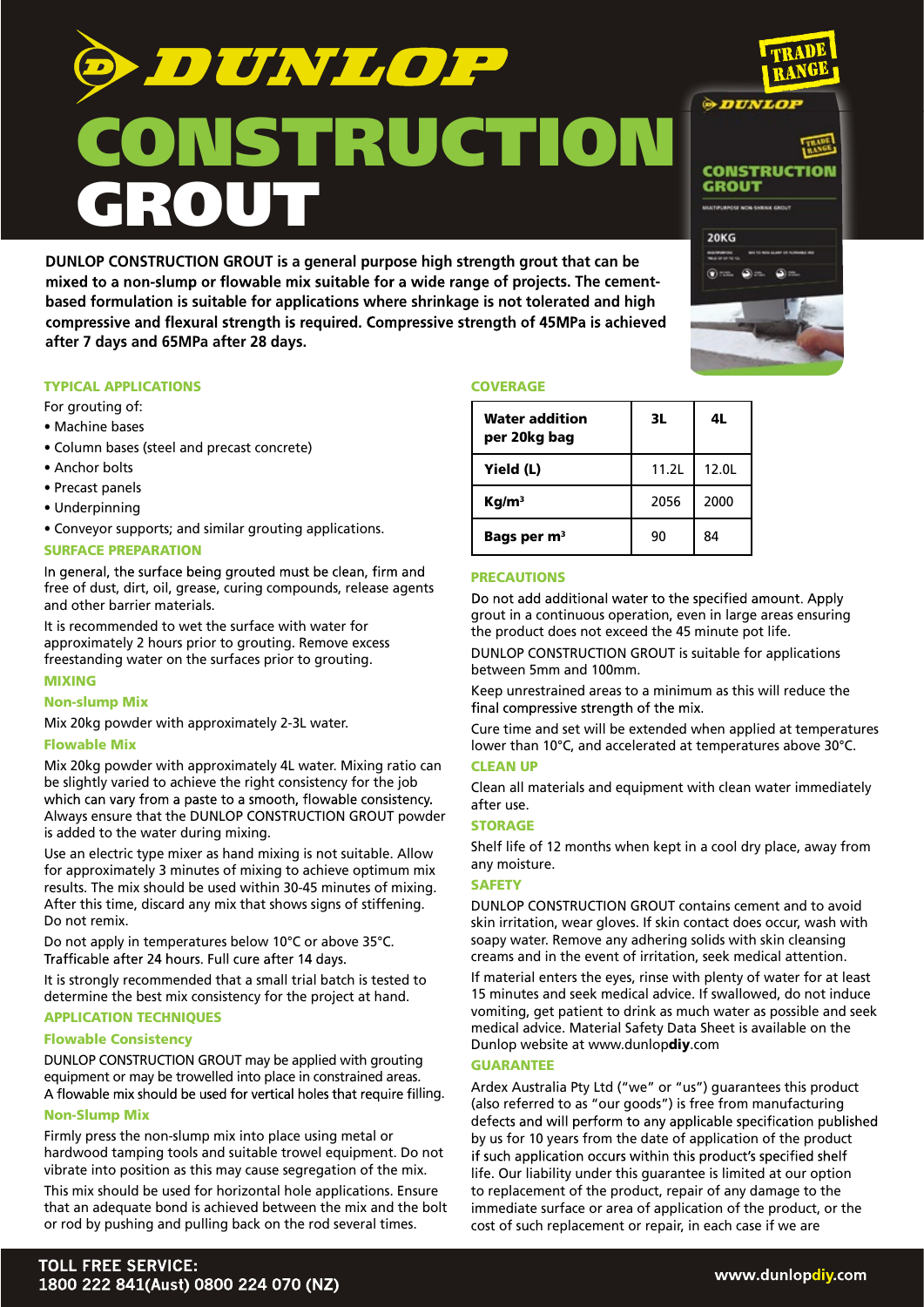# DUNLOP CONSTRUCTION GROUT

**DUNLOP CONSTRUCTION GROUT is a general purpose high strength grout that can be mixed to a non-slump or flowable mix suitable for a wide range of projects. The cement-based formulation is suitable for applications where shrinkage is not tolerated and high compressive and flexural strength is required. Compressive strength of 45MPa is achieved after 7 days and 65MPa after 28 days.**

## TYPICAL APPLICATIONS

For grouting of:

- Machine bases
- Column bases (steel and precast concrete)
- Anchor bolts
- Precast panels
- Underpinning
- Conveyor supports; and similar grouting applications.

## SURFACE PREPARATION

In general, the surface being grouted must be clean, firm and free of dust, dirt, oil, grease, curing compounds, release agents and other barrier materials.

It is recommended to wet the surface with water for approximately 2 hours prior to grouting. Remove excess freestanding water on the surfaces prior to grouting.

## MIXING

### Non-slump Mix

Mix 20kg powder with approximately 2-3L water.

### Flowable Mix

Mix 20kg powder with approximately 4L water. Mixing ratio can be slightly varied to achieve the right consistency for the job which can vary from a paste to a smooth, flowable consistency. Always ensure that the DUNLOP CONSTRUCTION GROUT powder is added to the water during mixing.

Use an electric type mixer as hand mixing is not suitable. Allow for approximately 3 minutes of mixing to achieve optimum mix results. The mix should be used within 30-45 minutes of mixing. After this time, discard any mix that shows signs of stiffening. Do not remix.

Do not apply in temperatures below 10°C or above 35°C. Trafficable after 24 hours. Full cure after 14 days.

It is strongly recommended that a small trial batch is tested to determine the best mix consistency for the project at hand.

## APPLICATION TECHNIQUES

### Flowable Consistency

DUNLOP CONSTRUCTION GROUT may be applied with grouting equipment or may be trowelled into place in constrained areas. A flowable mix should be used for vertical holes that require filling.

### Non-Slump Mix

Firmly press the non-slump mix into place using metal or hardwood tamping tools and suitable trowel equipment. Do not vibrate into position as this may cause segregation of the mix.

This mix should be used for horizontal hole applications. Ensure that an adequate bond is achieved between the mix and the bolt or rod by pushing and pulling back on the rod several times.

## COVERAGE

| Water addition per 20kg bag | 3L | 4L |
|---|---|---|
| Yield (L) | 11.2L | 12.0L |
| Kg/m³ | 2056 | 2000 |
| Bags per m³ | 90 | 84 |

## PRECAUTIONS

Do not add additional water to the specified amount. Apply grout in a continuous operation, even in large areas ensuring the product does not exceed the 45 minute pot life.

DUNLOP CONSTRUCTION GROUT is suitable for applications between 5mm and 100mm.

Keep unrestrained areas to a minimum as this will reduce the final compressive strength of the mix.

Cure time and set will be extended when applied at temperatures lower than 10°C, and accelerated at temperatures above 30°C.

## CLEAN UP

Clean all materials and equipment with clean water immediately after use.

## STORAGE

Shelf life of 12 months when kept in a cool dry place, away from any moisture.

## SAFETY

DUNLOP CONSTRUCTION GROUT contains cement and to avoid skin irritation, wear gloves. If skin contact does occur, wash with soapy water. Remove any adhering solids with skin cleansing creams and in the event of irritation, seek medical attention.

If material enters the eyes, rinse with plenty of water for at least 15 minutes and seek medical advice. If swallowed, do not induce vomiting, get patient to drink as much water as possible and seek medical advice. Material Safety Data Sheet is available on the Dunlop website at www.dunlopdiy.com

## GUARANTEE

Ardex Australia Pty Ltd ("we" or "us") guarantees this product (also referred to as "our goods") is free from manufacturing defects and will perform to any applicable specification published by us for 10 years from the date of application of the product if such application occurs within this product's specified shelf life. Our liability under this guarantee is limited at our option to replacement of the product, repair of any damage to the immediate surface or area of application of the product, or the cost of such replacement or repair, in each case if we are

**TOLL FREE SERVICE: 1800 222 841(Aust) 0800 224 070 (NZ)**

www.dunlopdiy.com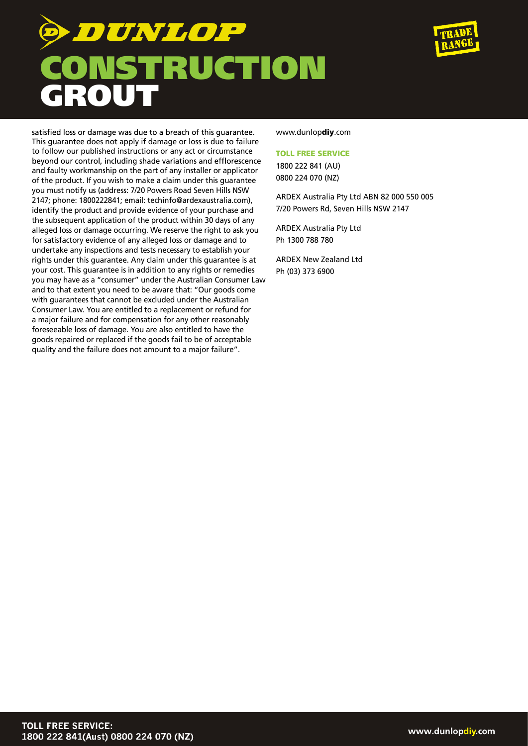satisfied loss or damage was due to a breach of this guarantee. This guarantee does not apply if damage or loss is due to failure to follow our published instructions or any act or circumstance beyond our control, including shade variations and efflorescence and faulty workmanship on the part of any installer or applicator of the product. If you wish to make a claim under this guarantee you must notify us (address: 7/20 Powers Road Seven Hills NSW 2147; phone: 1800222841; email: techinfo@ardexaustralia.com), identify the product and provide evidence of your purchase and the subsequent application of the product within 30 days of any alleged loss or damage occurring. We reserve the right to ask you for satisfactory evidence of any alleged loss or damage and to undertake any inspections and tests necessary to establish your rights under this guarantee. Any claim under this guarantee is at your cost. This guarantee is in addition to any rights or remedies you may have as a "consumer" under the Australian Consumer Law and to that extent you need to be aware that: "Our goods come with guarantees that cannot be excluded under the Australian Consumer Law. You are entitled to a replacement or refund for a major failure and for compensation for any other reasonably foreseeable loss of damage. You are also entitled to have the goods repaired or replaced if the goods fail to be of acceptable quality and the failure does not amount to a major failure".

www.dunlop**diy**.com

**TOLL FREE SERVICE**

1800 222 841 (AU)
0800 224 070 (NZ)

ARDEX Australia Pty Ltd ABN 82 000 550 005
7/20 Powers Rd, Seven Hills NSW 2147

ARDEX Australia Pty Ltd
Ph 1300 788 780

ARDEX New Zealand Ltd
Ph (03) 373 6900